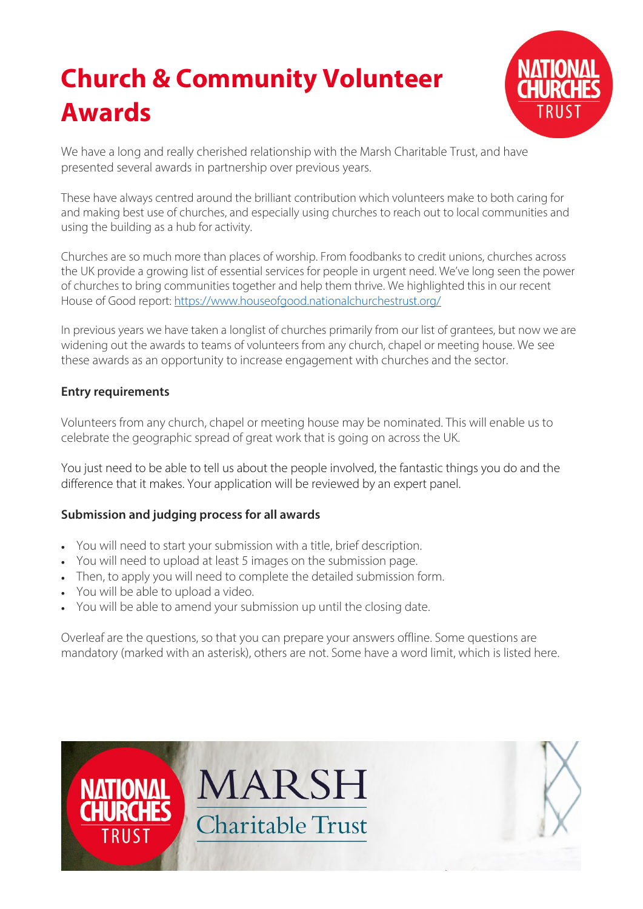# Church & Community Volunteer Awards

We have a long and really cherished relationship with the Marsh Charitable Trust, and have presented several awards in partnership over previous years.

These have always centred around the brilliant contribution which volunteers make to both caring for and making best use of churches, and especially using churches to reach out to local communities and using the building as a hub for activity.

Churches are so much more than places of worship. From foodbanks to credit unions, churches across the UK provide a growing list of essential services for people in urgent need. We've long seen the power of churches to bring communities together and help them thrive. We highlighted this in our recent House of Good report: https://www.houseofgood.nationalchurchestrust.org/

In previous years we have taken a longlist of churches primarily from our list of grantees, but now we are widening out the awards to teams of volunteers from any church, chapel or meeting house. We see these awards as an opportunity to increase engagement with churches and the sector.

**Entry requirements**

Volunteers from any church, chapel or meeting house may be nominated. This will enable us to celebrate the geographic spread of great work that is going on across the UK.

You just need to be able to tell us about the people involved, the fantastic things you do and the difference that it makes. Your application will be reviewed by an expert panel.

**Submission and judging process for all awards**

- You will need to start your submission with a title, brief description.
- You will need to upload at least 5 images on the submission page.
- Then, to apply you will need to complete the detailed submission form.
- You will be able to upload a video.
- You will be able to amend your submission up until the closing date.

Overleaf are the questions, so that you can prepare your answers offline. Some questions are mandatory (marked with an asterisk), others are not. Some have a word limit, which is listed here.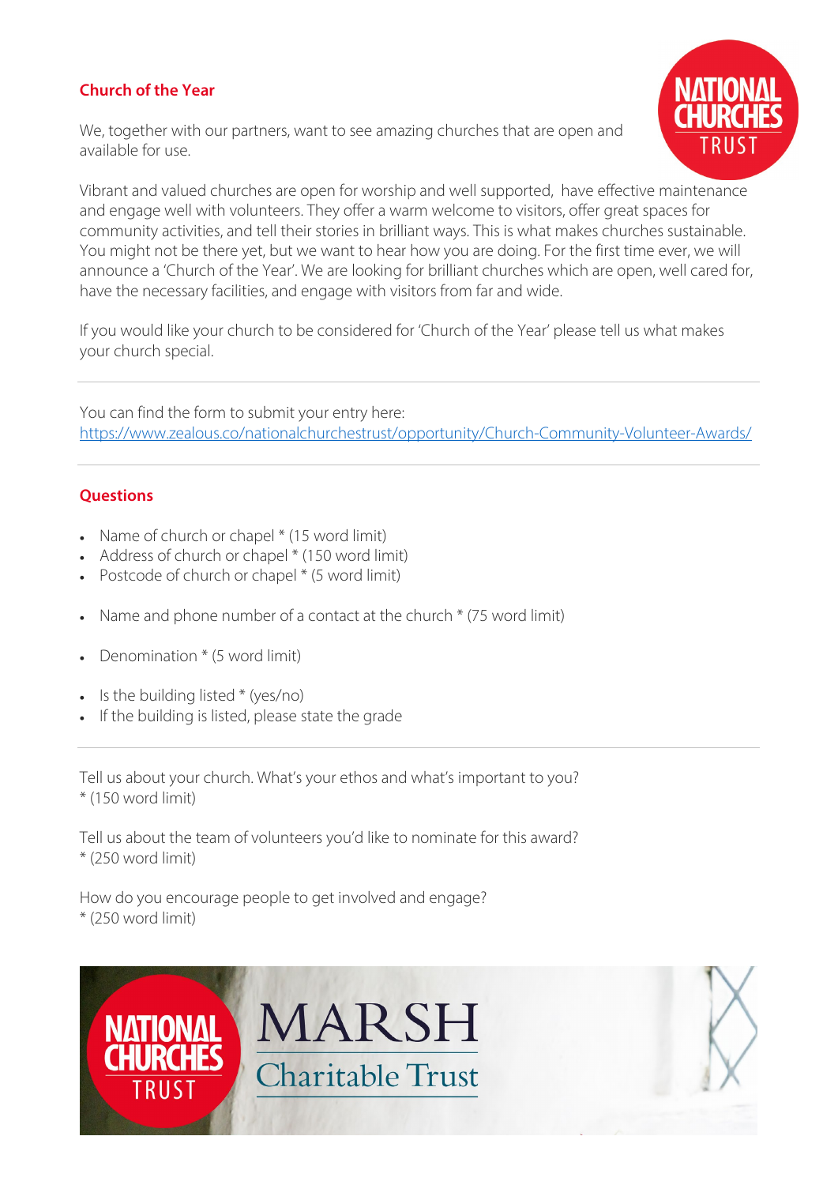## Church of the Year

We, together with our partners, want to see amazing churches that are open and available for use.

Vibrant and valued churches are open for worship and well supported, have effective maintenance and engage well with volunteers. They offer a warm welcome to visitors, offer great spaces for community activities, and tell their stories in brilliant ways. This is what makes churches sustainable. You might not be there yet, but we want to hear how you are doing. For the first time ever, we will announce a 'Church of the Year'. We are looking for brilliant churches which are open, well cared for, have the necessary facilities, and engage with visitors from far and wide.

If you would like your church to be considered for 'Church of the Year' please tell us what makes your church special.

---

You can find the form to submit your entry here:
https://www.zealous.co/nationalchurchestrust/opportunity/Church-Community-Volunteer-Awards/

---

## Questions

- Name of church or chapel * (15 word limit)
- Address of church or chapel * (150 word limit)
- Postcode of church or chapel * (5 word limit)

- Name and phone number of a contact at the church * (75 word limit)

- Denomination * (5 word limit)

- Is the building listed * (yes/no)
- If the building is listed, please state the grade

---

Tell us about your church. What's your ethos and what's important to you?
* (150 word limit)

Tell us about the team of volunteers you'd like to nominate for this award?
* (250 word limit)

How do you encourage people to get involved and engage?
* (250 word limit)

NATIONAL CHURCHES TRUST

MARSH Charitable Trust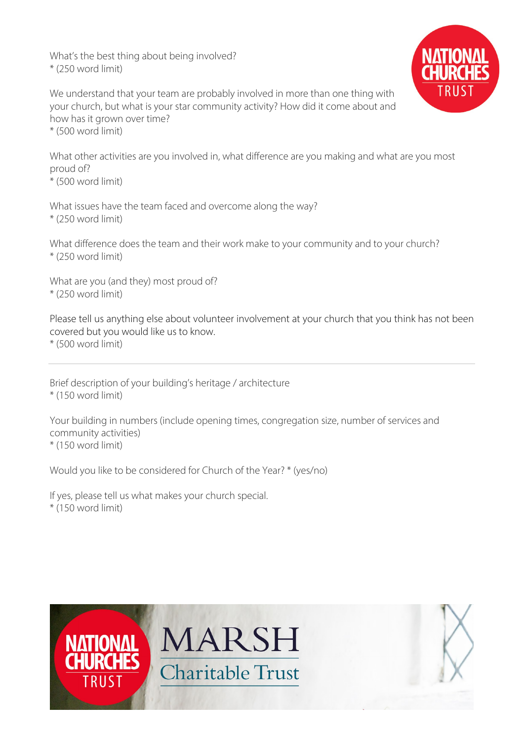What's the best thing about being involved?
* (250 word limit)

We understand that your team are probably involved in more than one thing with your church, but what is your star community activity? How did it come about and how has it grown over time?
* (500 word limit)

What other activities are you involved in, what difference are you making and what are you most proud of?
* (500 word limit)

What issues have the team faced and overcome along the way?
* (250 word limit)

What difference does the team and their work make to your community and to your church?
* (250 word limit)

What are you (and they) most proud of?
* (250 word limit)

Please tell us anything else about volunteer involvement at your church that you think has not been covered but you would like us to know.
* (500 word limit)

---

Brief description of your building's heritage / architecture
* (150 word limit)

Your building in numbers (include opening times, congregation size, number of services and community activities)
* (150 word limit)

Would you like to be considered for Church of the Year? * (yes/no)

If yes, please tell us what makes your church special.
* (150 word limit)

NATIONAL CHURCHES TRUST

MARSH Charitable Trust